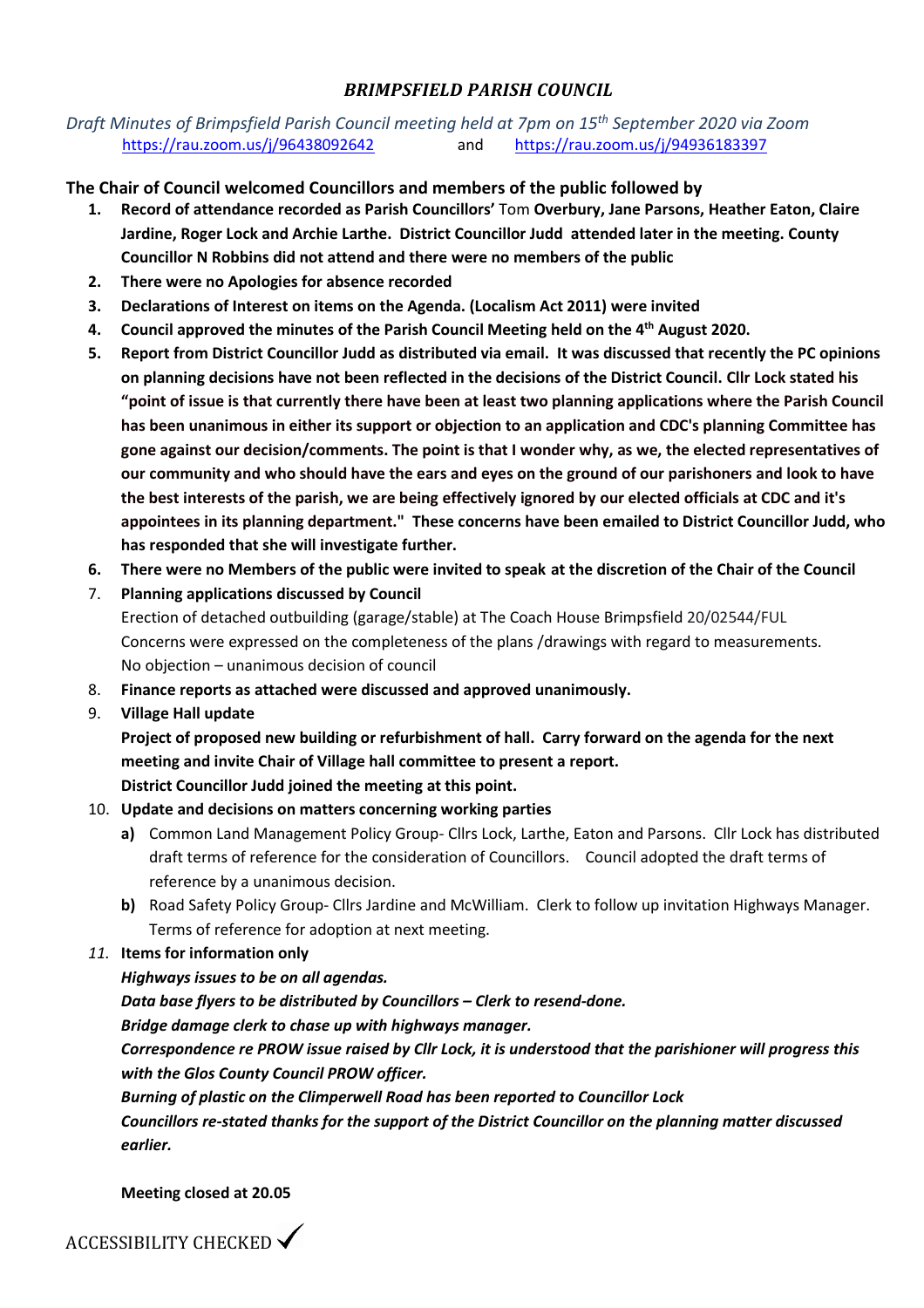# *BRIMPSFIELD PARISH COUNCIL*

*Draft Minutes of Brimpsfield Parish Council meeting held at 7pm on 15th September 2020 via Zoom*
https://rau.zoom.us/j/96438092642 and https://rau.zoom.us/j/94936183397

**The Chair of Council welcomed Councillors and members of the public followed by**

1. **Record of attendance recorded as Parish Councillors'** Tom **Overbury, Jane Parsons, Heather Eaton, Claire Jardine, Roger Lock and Archie Larthe. District Councillor Judd attended later in the meeting. County Councillor N Robbins did not attend and there were no members of the public**
2. **There were no Apologies for absence recorded**
3. **Declarations of Interest on items on the Agenda. (Localism Act 2011) were invited**
4. **Council approved the minutes of the Parish Council Meeting held on the 4th August 2020.**
5. **Report from District Councillor Judd as distributed via email. It was discussed that recently the PC opinions on planning decisions have not been reflected in the decisions of the District Council. Cllr Lock stated his "point of issue is that currently there have been at least two planning applications where the Parish Council has been unanimous in either its support or objection to an application and CDC's planning Committee has gone against our decision/comments. The point is that I wonder why, as we, the elected representatives of our community and who should have the ears and eyes on the ground of our parishoners and look to have the best interests of the parish, we are being effectively ignored by our elected officials at CDC and it's appointees in its planning department." These concerns have been emailed to District Councillor Judd, who has responded that she will investigate further.**
6. **There were no Members of the public were invited to speak at the discretion of the Chair of the Council**
7. **Planning applications discussed by Council**
   Erection of detached outbuilding (garage/stable) at The Coach House Brimpsfield 20/02544/FUL
   Concerns were expressed on the completeness of the plans /drawings with regard to measurements.
   No objection – unanimous decision of council
8. **Finance reports as attached were discussed and approved unanimously.**
9. **Village Hall update**
   **Project of proposed new building or refurbishment of hall. Carry forward on the agenda for the next meeting and invite Chair of Village hall committee to present a report.**
   **District Councillor Judd joined the meeting at this point.**
10. **Update and decisions on matters concerning working parties**
    - **a)** Common Land Management Policy Group- Cllrs Lock, Larthe, Eaton and Parsons. Cllr Lock has distributed draft terms of reference for the consideration of Councillors. Council adopted the draft terms of reference by a unanimous decision.
    - **b)** Road Safety Policy Group- Cllrs Jardine and McWilliam. Clerk to follow up invitation Highways Manager. Terms of reference for adoption at next meeting.
11. ***Items for information only***
    ***Highways issues to be on all agendas.***
    ***Data base flyers to be distributed by Councillors – Clerk to resend-done.***
    ***Bridge damage clerk to chase up with highways manager.***
    ***Correspondence re PROW issue raised by Cllr Lock, it is understood that the parishioner will progress this with the Glos County Council PROW officer.***
    ***Burning of plastic on the Climperwell Road has been reported to Councillor Lock***
    ***Councillors re-stated thanks for the support of the District Councillor on the planning matter discussed earlier.***

**Meeting closed at 20.05**

ACCESSIBILITY CHECKED ✓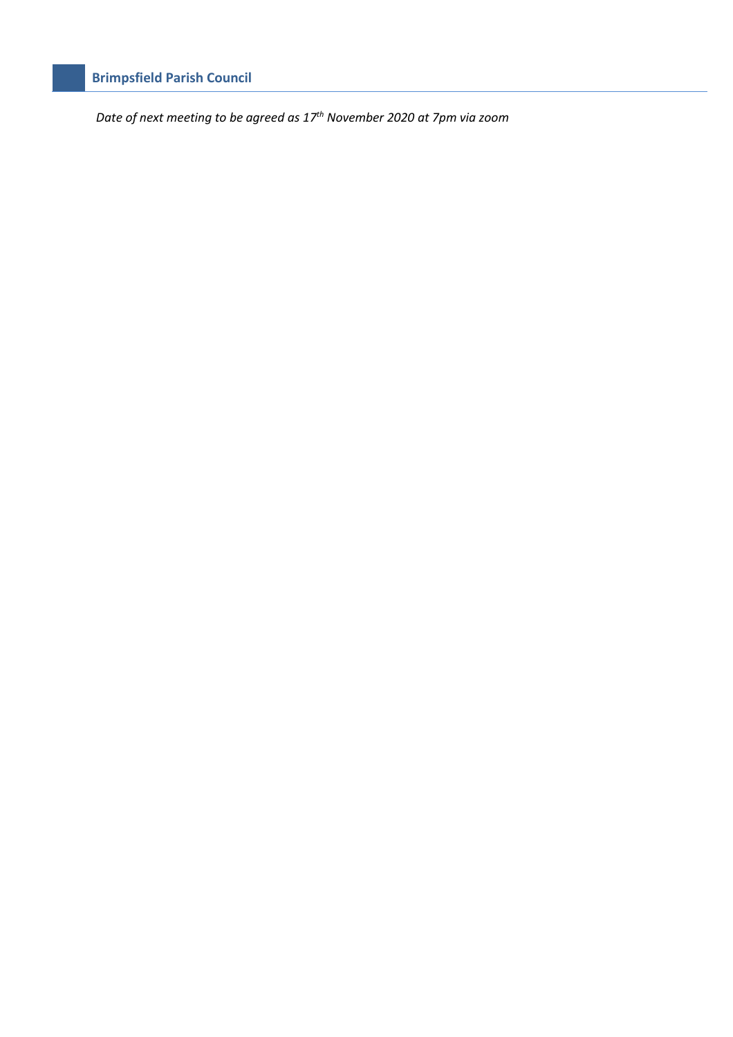*Date of next meeting to be agreed as 17th November 2020 at 7pm via zoom*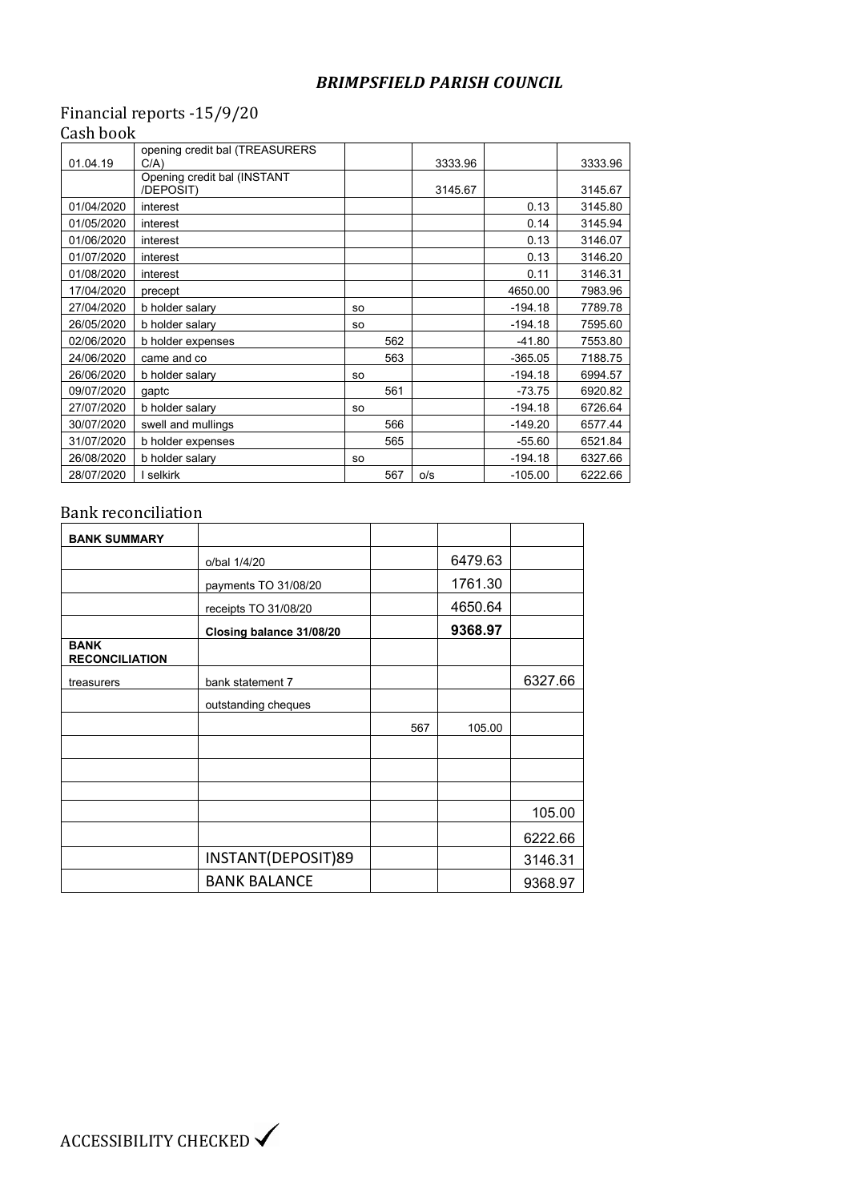# *BRIMPSFIELD PARISH COUNCIL*

## Financial reports -15/9/20

### Cash book

| | | | | | |
|---|---|---|---|---|---|
| 01.04.19 | opening credit bal (TREASURERS C/A) | | 3333.96 | | 3333.96 |
| | Opening credit bal (INSTANT /DEPOSIT) | | 3145.67 | | 3145.67 |
| 01/04/2020 | interest | | | 0.13 | 3145.80 |
| 01/05/2020 | interest | | | 0.14 | 3145.94 |
| 01/06/2020 | interest | | | 0.13 | 3146.07 |
| 01/07/2020 | interest | | | 0.13 | 3146.20 |
| 01/08/2020 | interest | | | 0.11 | 3146.31 |
| 17/04/2020 | precept | | | 4650.00 | 7983.96 |
| 27/04/2020 | b holder salary | so | | -194.18 | 7789.78 |
| 26/05/2020 | b holder salary | so | | -194.18 | 7595.60 |
| 02/06/2020 | b holder expenses | 562 | | -41.80 | 7553.80 |
| 24/06/2020 | came and co | 563 | | -365.05 | 7188.75 |
| 26/06/2020 | b holder salary | so | | -194.18 | 6994.57 |
| 09/07/2020 | gaptc | 561 | | -73.75 | 6920.82 |
| 27/07/2020 | b holder salary | so | | -194.18 | 6726.64 |
| 30/07/2020 | swell and mullings | 566 | | -149.20 | 6577.44 |
| 31/07/2020 | b holder expenses | 565 | | -55.60 | 6521.84 |
| 26/08/2020 | b holder salary | so | | -194.18 | 6327.66 |
| 28/07/2020 | I selkirk | 567 | o/s | -105.00 | 6222.66 |

### Bank reconciliation

| **BANK SUMMARY** | | | | |
|---|---|---|---|---|
| | o/bal 1/4/20 | | 6479.63 | |
| | payments TO 31/08/20 | | 1761.30 | |
| | receipts TO 31/08/20 | | 4650.64 | |
| | **Closing balance 31/08/20** | | **9368.97** | |
| **BANK RECONCILIATION** | | | | |
| treasurers | bank statement 7 | | | 6327.66 |
| | outstanding cheques | | | |
| | | 567 | 105.00 | |
| | | | | |
| | | | | |
| | | | | |
| | | | | 105.00 |
| | | | | 6222.66 |
| | INSTANT(DEPOSIT)89 | | | 3146.31 |
| | BANK BALANCE | | | 9368.97 |

ACCESSIBILITY CHECKED ✓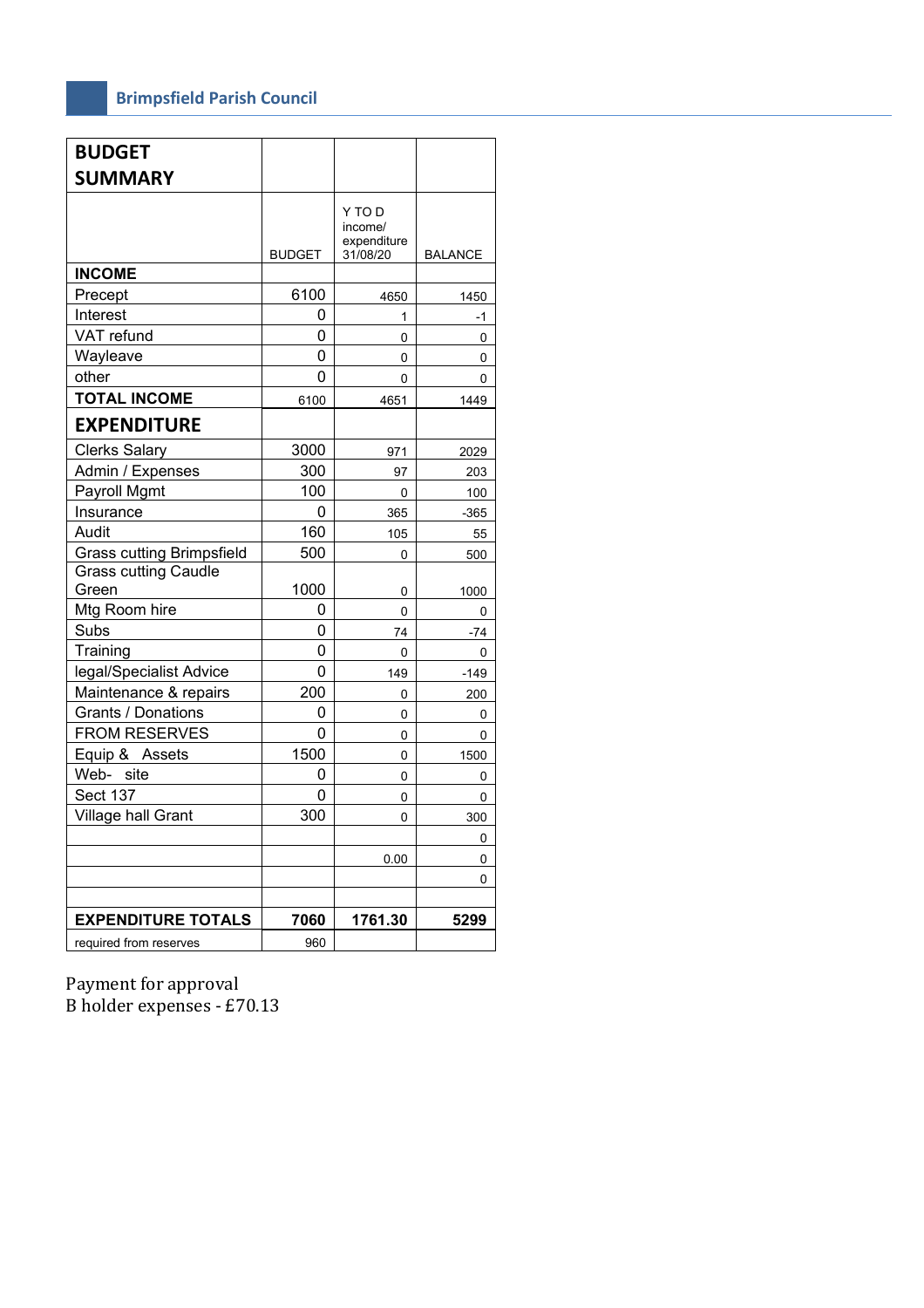| BUDGET SUMMARY | | | |
|---|---|---|---|
| | BUDGET | Y TO D income/ expenditure 31/08/20 | BALANCE |
| **INCOME** | | | |
| Precept | 6100 | 4650 | 1450 |
| Interest | 0 | 1 | -1 |
| VAT refund | 0 | 0 | 0 |
| Wayleave | 0 | 0 | 0 |
| other | 0 | 0 | 0 |
| **TOTAL INCOME** | 6100 | 4651 | 1449 |
| **EXPENDITURE** | | | |
| Clerks Salary | 3000 | 971 | 2029 |
| Admin / Expenses | 300 | 97 | 203 |
| Payroll Mgmt | 100 | 0 | 100 |
| Insurance | 0 | 365 | -365 |
| Audit | 160 | 105 | 55 |
| Grass cutting Brimpsfield | 500 | 0 | 500 |
| Grass cutting Caudle Green | 1000 | 0 | 1000 |
| Mtg Room hire | 0 | 0 | 0 |
| Subs | 0 | 74 | -74 |
| Training | 0 | 0 | 0 |
| legal/Specialist Advice | 0 | 149 | -149 |
| Maintenance & repairs | 200 | 0 | 200 |
| Grants / Donations | 0 | 0 | 0 |
| FROM RESERVES | 0 | 0 | 0 |
| Equip & Assets | 1500 | 0 | 1500 |
| Web- site | 0 | 0 | 0 |
| Sect 137 | 0 | 0 | 0 |
| Village hall Grant | 300 | 0 | 300 |
| | | | 0 |
| | | 0.00 | 0 |
| | | | 0 |
| | | | |
| **EXPENDITURE TOTALS** | **7060** | **1761.30** | **5299** |
| required from reserves | 960 | | |

Payment for approval
B holder expenses - £70.13